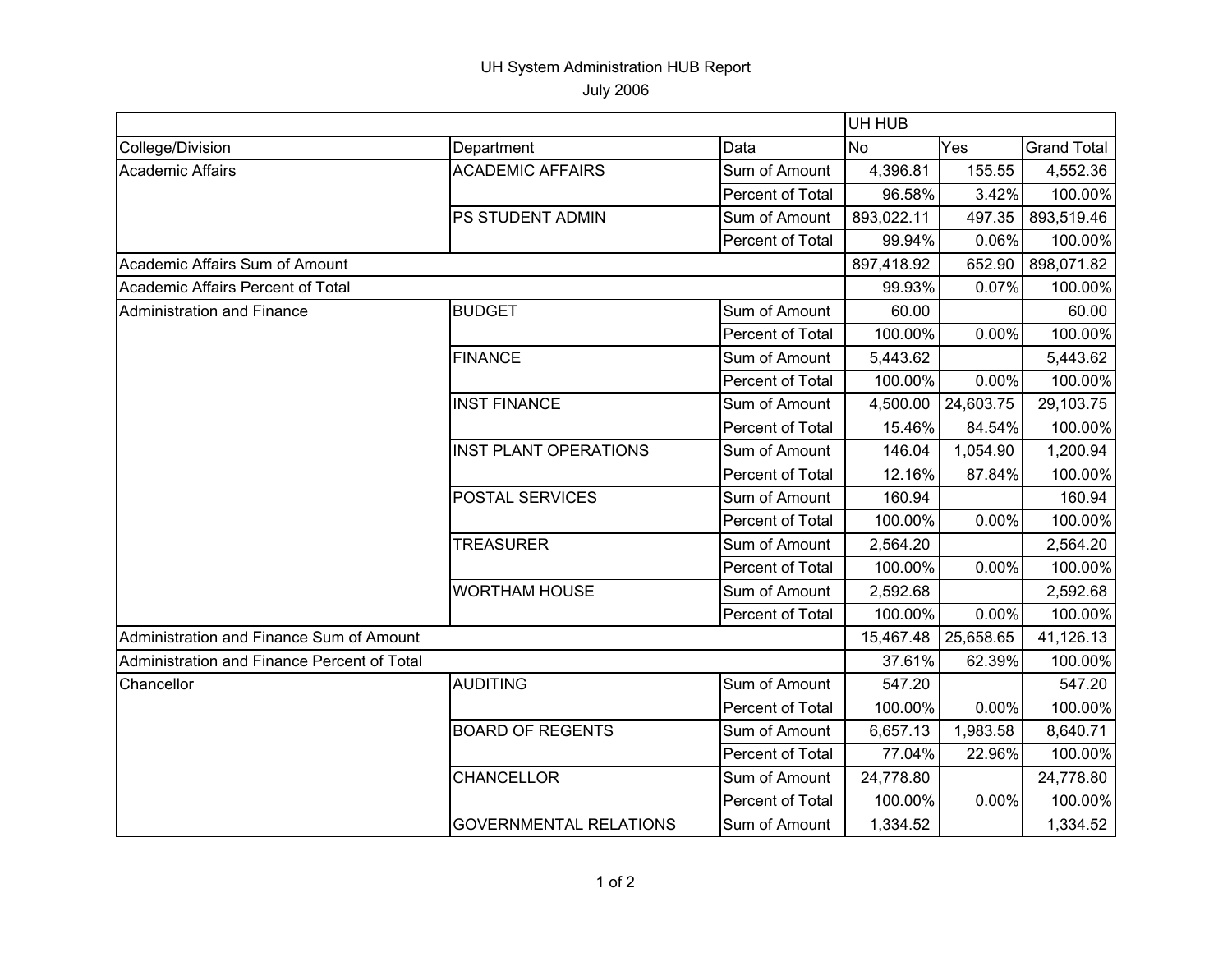# UH System Administration HUB Report

July 2006

| | | | UH HUB | | |
|---|---|---|---|---|---|
| College/Division | Department | Data | No | Yes | Grand Total |
| Academic Affairs | ACADEMIC AFFAIRS | Sum of Amount | 4,396.81 | 155.55 | 4,552.36 |
| | | Percent of Total | 96.58% | 3.42% | 100.00% |
| | PS STUDENT ADMIN | Sum of Amount | 893,022.11 | 497.35 | 893,519.46 |
| | | Percent of Total | 99.94% | 0.06% | 100.00% |
| Academic Affairs Sum of Amount | | | 897,418.92 | 652.90 | 898,071.82 |
| Academic Affairs Percent of Total | | | 99.93% | 0.07% | 100.00% |
| Administration and Finance | BUDGET | Sum of Amount | 60.00 | | 60.00 |
| | | Percent of Total | 100.00% | 0.00% | 100.00% |
| | FINANCE | Sum of Amount | 5,443.62 | | 5,443.62 |
| | | Percent of Total | 100.00% | 0.00% | 100.00% |
| | INST FINANCE | Sum of Amount | 4,500.00 | 24,603.75 | 29,103.75 |
| | | Percent of Total | 15.46% | 84.54% | 100.00% |
| | INST PLANT OPERATIONS | Sum of Amount | 146.04 | 1,054.90 | 1,200.94 |
| | | Percent of Total | 12.16% | 87.84% | 100.00% |
| | POSTAL SERVICES | Sum of Amount | 160.94 | | 160.94 |
| | | Percent of Total | 100.00% | 0.00% | 100.00% |
| | TREASURER | Sum of Amount | 2,564.20 | | 2,564.20 |
| | | Percent of Total | 100.00% | 0.00% | 100.00% |
| | WORTHAM HOUSE | Sum of Amount | 2,592.68 | | 2,592.68 |
| | | Percent of Total | 100.00% | 0.00% | 100.00% |
| Administration and Finance Sum of Amount | | | 15,467.48 | 25,658.65 | 41,126.13 |
| Administration and Finance Percent of Total | | | 37.61% | 62.39% | 100.00% |
| Chancellor | AUDITING | Sum of Amount | 547.20 | | 547.20 |
| | | Percent of Total | 100.00% | 0.00% | 100.00% |
| | BOARD OF REGENTS | Sum of Amount | 6,657.13 | 1,983.58 | 8,640.71 |
| | | Percent of Total | 77.04% | 22.96% | 100.00% |
| | CHANCELLOR | Sum of Amount | 24,778.80 | | 24,778.80 |
| | | Percent of Total | 100.00% | 0.00% | 100.00% |
| | GOVERNMENTAL RELATIONS | Sum of Amount | 1,334.52 | | 1,334.52 |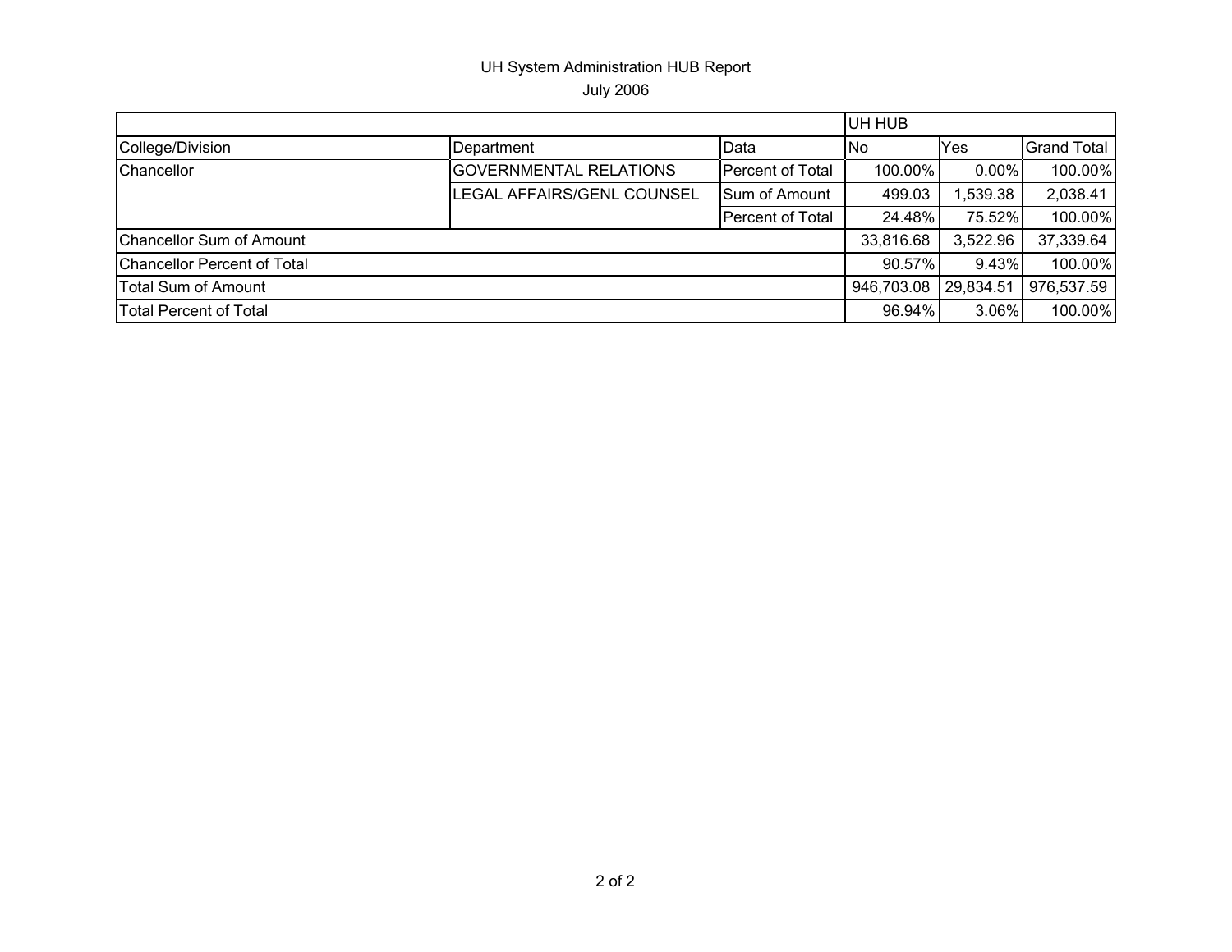UH System Administration HUB Report

July 2006

| | | | UH HUB | | |
|---|---|---|---|---|---|
| College/Division | Department | Data | No | Yes | Grand Total |
| Chancellor | GOVERNMENTAL RELATIONS | Percent of Total | 100.00% | 0.00% | 100.00% |
| | LEGAL AFFAIRS/GENL COUNSEL | Sum of Amount | 499.03 | 1,539.38 | 2,038.41 |
| | | Percent of Total | 24.48% | 75.52% | 100.00% |
| Chancellor Sum of Amount | | | 33,816.68 | 3,522.96 | 37,339.64 |
| Chancellor Percent of Total | | | 90.57% | 9.43% | 100.00% |
| Total Sum of Amount | | | 946,703.08 | 29,834.51 | 976,537.59 |
| Total Percent of Total | | | 96.94% | 3.06% | 100.00% |